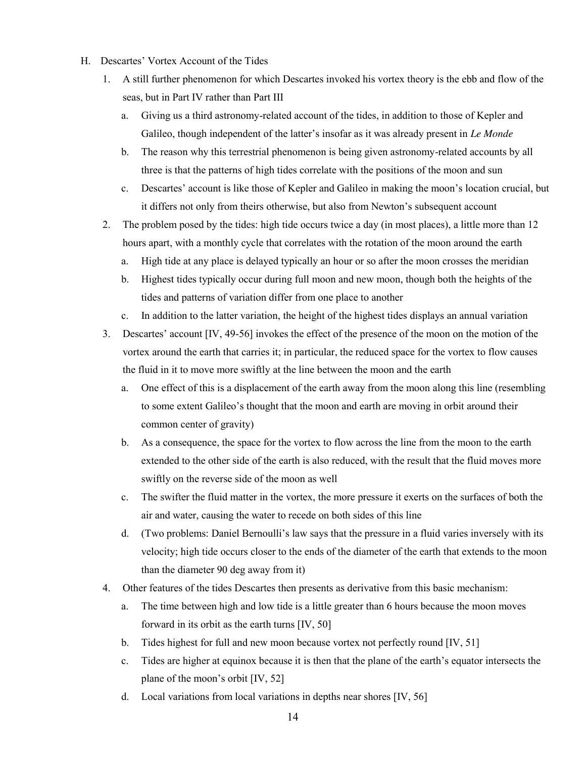H. Descartes' Vortex Account of the Tides

1. A still further phenomenon for which Descartes invoked his vortex theory is the ebb and flow of the seas, but in Part IV rather than Part III
   a. Giving us a third astronomy-related account of the tides, in addition to those of Kepler and Galileo, though independent of the latter's insofar as it was already present in *Le Monde*
   b. The reason why this terrestrial phenomenon is being given astronomy-related accounts by all three is that the patterns of high tides correlate with the positions of the moon and sun
   c. Descartes' account is like those of Kepler and Galileo in making the moon's location crucial, but it differs not only from theirs otherwise, but also from Newton's subsequent account
2. The problem posed by the tides: high tide occurs twice a day (in most places), a little more than 12 hours apart, with a monthly cycle that correlates with the rotation of the moon around the earth
   a. High tide at any place is delayed typically an hour or so after the moon crosses the meridian
   b. Highest tides typically occur during full moon and new moon, though both the heights of the tides and patterns of variation differ from one place to another
   c. In addition to the latter variation, the height of the highest tides displays an annual variation
3. Descartes' account [IV, 49-56] invokes the effect of the presence of the moon on the motion of the vortex around the earth that carries it; in particular, the reduced space for the vortex to flow causes the fluid in it to move more swiftly at the line between the moon and the earth
   a. One effect of this is a displacement of the earth away from the moon along this line (resembling to some extent Galileo's thought that the moon and earth are moving in orbit around their common center of gravity)
   b. As a consequence, the space for the vortex to flow across the line from the moon to the earth extended to the other side of the earth is also reduced, with the result that the fluid moves more swiftly on the reverse side of the moon as well
   c. The swifter the fluid matter in the vortex, the more pressure it exerts on the surfaces of both the air and water, causing the water to recede on both sides of this line
   d. (Two problems: Daniel Bernoulli's law says that the pressure in a fluid varies inversely with its velocity; high tide occurs closer to the ends of the diameter of the earth that extends to the moon than the diameter 90 deg away from it)
4. Other features of the tides Descartes then presents as derivative from this basic mechanism:
   a. The time between high and low tide is a little greater than 6 hours because the moon moves forward in its orbit as the earth turns [IV, 50]
   b. Tides highest for full and new moon because vortex not perfectly round [IV, 51]
   c. Tides are higher at equinox because it is then that the plane of the earth's equator intersects the plane of the moon's orbit [IV, 52]
   d. Local variations from local variations in depths near shores [IV, 56]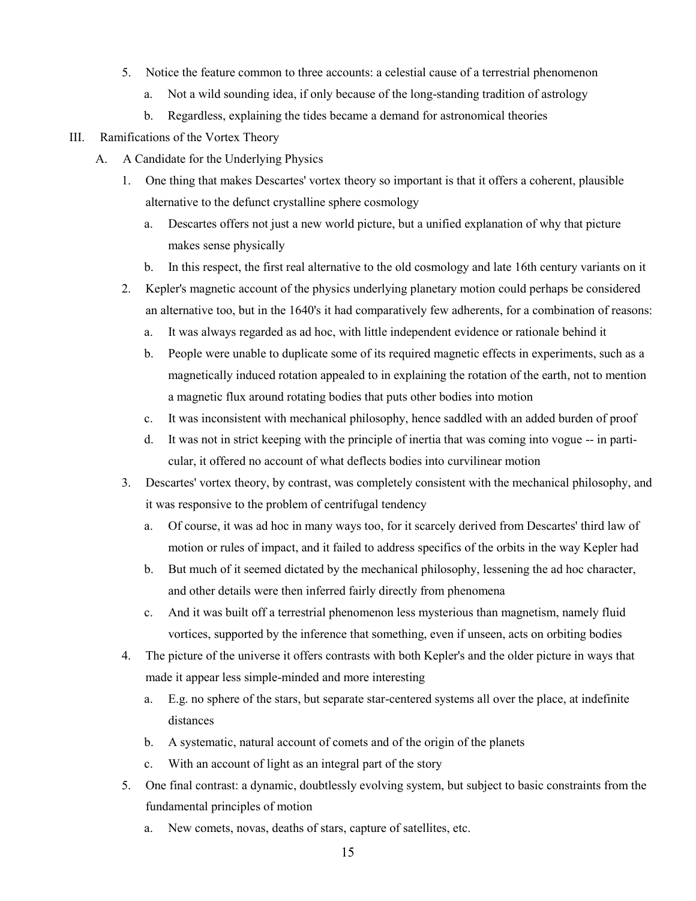5. Notice the feature common to three accounts: a celestial cause of a terrestrial phenomenon
    a. Not a wild sounding idea, if only because of the long-standing tradition of astrology
    b. Regardless, explaining the tides became a demand for astronomical theories

III. Ramifications of the Vortex Theory

A. A Candidate for the Underlying Physics

1. One thing that makes Descartes' vortex theory so important is that it offers a coherent, plausible alternative to the defunct crystalline sphere cosmology
    a. Descartes offers not just a new world picture, but a unified explanation of why that picture makes sense physically
    b. In this respect, the first real alternative to the old cosmology and late 16th century variants on it
2. Kepler's magnetic account of the physics underlying planetary motion could perhaps be considered an alternative too, but in the 1640's it had comparatively few adherents, for a combination of reasons:
    a. It was always regarded as ad hoc, with little independent evidence or rationale behind it
    b. People were unable to duplicate some of its required magnetic effects in experiments, such as a magnetically induced rotation appealed to in explaining the rotation of the earth, not to mention a magnetic flux around rotating bodies that puts other bodies into motion
    c. It was inconsistent with mechanical philosophy, hence saddled with an added burden of proof
    d. It was not in strict keeping with the principle of inertia that was coming into vogue -- in particular, it offered no account of what deflects bodies into curvilinear motion
3. Descartes' vortex theory, by contrast, was completely consistent with the mechanical philosophy, and it was responsive to the problem of centrifugal tendency
    a. Of course, it was ad hoc in many ways too, for it scarcely derived from Descartes' third law of motion or rules of impact, and it failed to address specifics of the orbits in the way Kepler had
    b. But much of it seemed dictated by the mechanical philosophy, lessening the ad hoc character, and other details were then inferred fairly directly from phenomena
    c. And it was built off a terrestrial phenomenon less mysterious than magnetism, namely fluid vortices, supported by the inference that something, even if unseen, acts on orbiting bodies
4. The picture of the universe it offers contrasts with both Kepler's and the older picture in ways that made it appear less simple-minded and more interesting
    a. E.g. no sphere of the stars, but separate star-centered systems all over the place, at indefinite distances
    b. A systematic, natural account of comets and of the origin of the planets
    c. With an account of light as an integral part of the story
5. One final contrast: a dynamic, doubtlessly evolving system, but subject to basic constraints from the fundamental principles of motion
    a. New comets, novas, deaths of stars, capture of satellites, etc.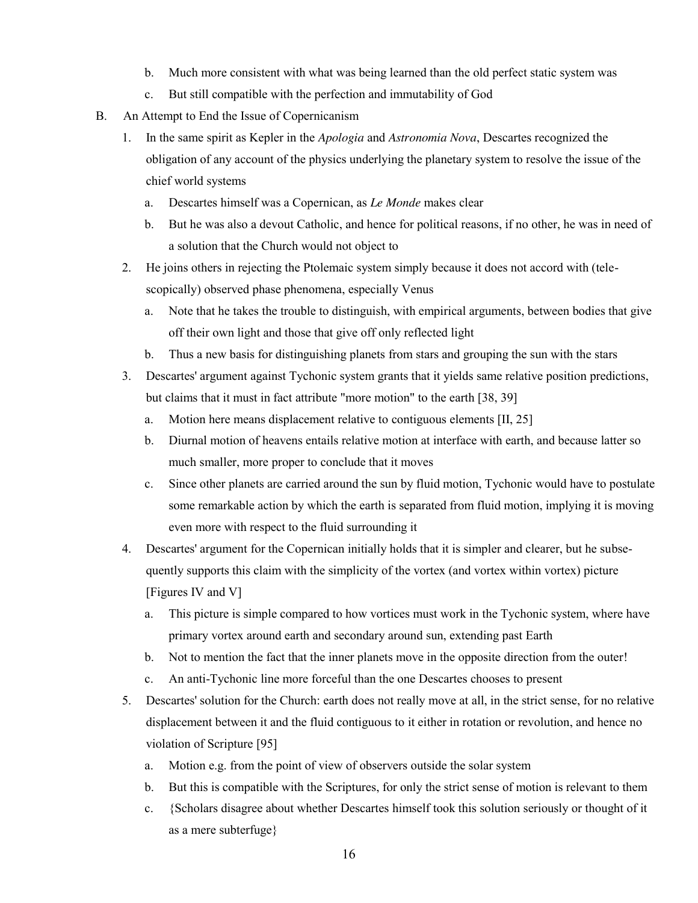b. Much more consistent with what was being learned than the old perfect static system was
   c. But still compatible with the perfection and immutability of God

B. An Attempt to End the Issue of Copernicanism

1. In the same spirit as Kepler in the *Apologia* and *Astronomia Nova*, Descartes recognized the obligation of any account of the physics underlying the planetary system to resolve the issue of the chief world systems
   a. Descartes himself was a Copernican, as *Le Monde* makes clear
   b. But he was also a devout Catholic, and hence for political reasons, if no other, he was in need of a solution that the Church would not object to
2. He joins others in rejecting the Ptolemaic system simply because it does not accord with (telescopically) observed phase phenomena, especially Venus
   a. Note that he takes the trouble to distinguish, with empirical arguments, between bodies that give off their own light and those that give off only reflected light
   b. Thus a new basis for distinguishing planets from stars and grouping the sun with the stars
3. Descartes' argument against Tychonic system grants that it yields same relative position predictions, but claims that it must in fact attribute "more motion" to the earth [38, 39]
   a. Motion here means displacement relative to contiguous elements [II, 25]
   b. Diurnal motion of heavens entails relative motion at interface with earth, and because latter so much smaller, more proper to conclude that it moves
   c. Since other planets are carried around the sun by fluid motion, Tychonic would have to postulate some remarkable action by which the earth is separated from fluid motion, implying it is moving even more with respect to the fluid surrounding it
4. Descartes' argument for the Copernican initially holds that it is simpler and clearer, but he subsequently supports this claim with the simplicity of the vortex (and vortex within vortex) picture [Figures IV and V]
   a. This picture is simple compared to how vortices must work in the Tychonic system, where have primary vortex around earth and secondary around sun, extending past Earth
   b. Not to mention the fact that the inner planets move in the opposite direction from the outer!
   c. An anti-Tychonic line more forceful than the one Descartes chooses to present
5. Descartes' solution for the Church: earth does not really move at all, in the strict sense, for no relative displacement between it and the fluid contiguous to it either in rotation or revolution, and hence no violation of Scripture [95]
   a. Motion e.g. from the point of view of observers outside the solar system
   b. But this is compatible with the Scriptures, for only the strict sense of motion is relevant to them
   c. {Scholars disagree about whether Descartes himself took this solution seriously or thought of it as a mere subterfuge}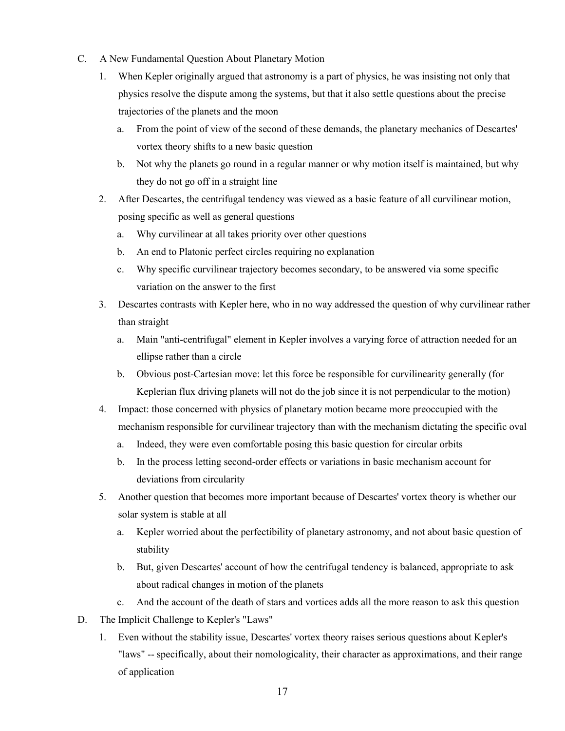C. A New Fundamental Question About Planetary Motion

1. When Kepler originally argued that astronomy is a part of physics, he was insisting not only that physics resolve the dispute among the systems, but that it also settle questions about the precise trajectories of the planets and the moon
   a. From the point of view of the second of these demands, the planetary mechanics of Descartes' vortex theory shifts to a new basic question
   b. Not why the planets go round in a regular manner or why motion itself is maintained, but why they do not go off in a straight line
2. After Descartes, the centrifugal tendency was viewed as a basic feature of all curvilinear motion, posing specific as well as general questions
   a. Why curvilinear at all takes priority over other questions
   b. An end to Platonic perfect circles requiring no explanation
   c. Why specific curvilinear trajectory becomes secondary, to be answered via some specific variation on the answer to the first
3. Descartes contrasts with Kepler here, who in no way addressed the question of why curvilinear rather than straight
   a. Main "anti-centrifugal" element in Kepler involves a varying force of attraction needed for an ellipse rather than a circle
   b. Obvious post-Cartesian move: let this force be responsible for curvilinearity generally (for Keplerian flux driving planets will not do the job since it is not perpendicular to the motion)
4. Impact: those concerned with physics of planetary motion became more preoccupied with the mechanism responsible for curvilinear trajectory than with the mechanism dictating the specific oval
   a. Indeed, they were even comfortable posing this basic question for circular orbits
   b. In the process letting second-order effects or variations in basic mechanism account for deviations from circularity
5. Another question that becomes more important because of Descartes' vortex theory is whether our solar system is stable at all
   a. Kepler worried about the perfectibility of planetary astronomy, and not about basic question of stability
   b. But, given Descartes' account of how the centrifugal tendency is balanced, appropriate to ask about radical changes in motion of the planets
   c. And the account of the death of stars and vortices adds all the more reason to ask this question

D. The Implicit Challenge to Kepler's "Laws"

1. Even without the stability issue, Descartes' vortex theory raises serious questions about Kepler's "laws" -- specifically, about their nomologicality, their character as approximations, and their range of application